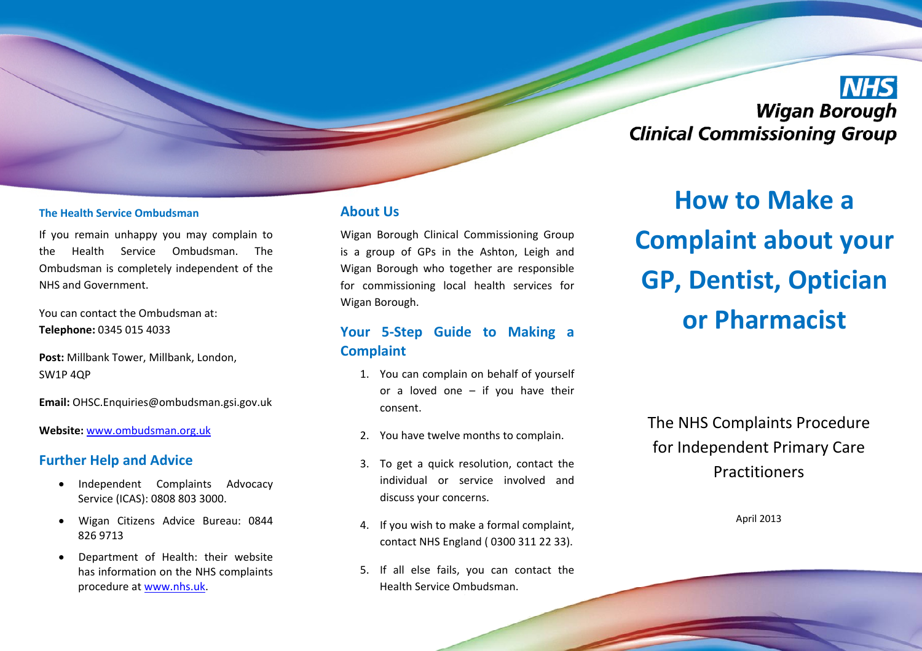### The Health Service Ombudsman

If you remain unhappy you may complain to the Health Service Ombudsman. The Ombudsman is completely independent of the NHS and Government.

You can contact the Ombudsman at:
**Telephone:** 0345 015 4033

**Post:** Millbank Tower, Millbank, London, SW1P 4QP

**Email:** OHSC.Enquiries@ombudsman.gsi.gov.uk

**Website:** www.ombudsman.org.uk

## Further Help and Advice

- Independent Complaints Advocacy Service (ICAS): 0808 803 3000.
- Wigan Citizens Advice Bureau: 0844 826 9713
- Department of Health: their website has information on the NHS complaints procedure at www.nhs.uk.

## About Us

Wigan Borough Clinical Commissioning Group is a group of GPs in the Ashton, Leigh and Wigan Borough who together are responsible for commissioning local health services for Wigan Borough.

## Your 5-Step Guide to Making a Complaint

1. You can complain on behalf of yourself or a loved one – if you have their consent.
2. You have twelve months to complain.
3. To get a quick resolution, contact the individual or service involved and discuss your concerns.
4. If you wish to make a formal complaint, contact NHS England ( 0300 311 22 33).
5. If all else fails, you can contact the Health Service Ombudsman.

**NHS**
**Wigan Borough Clinical Commissioning Group**

# How to Make a Complaint about your GP, Dentist, Optician or Pharmacist

The NHS Complaints Procedure for Independent Primary Care Practitioners

April 2013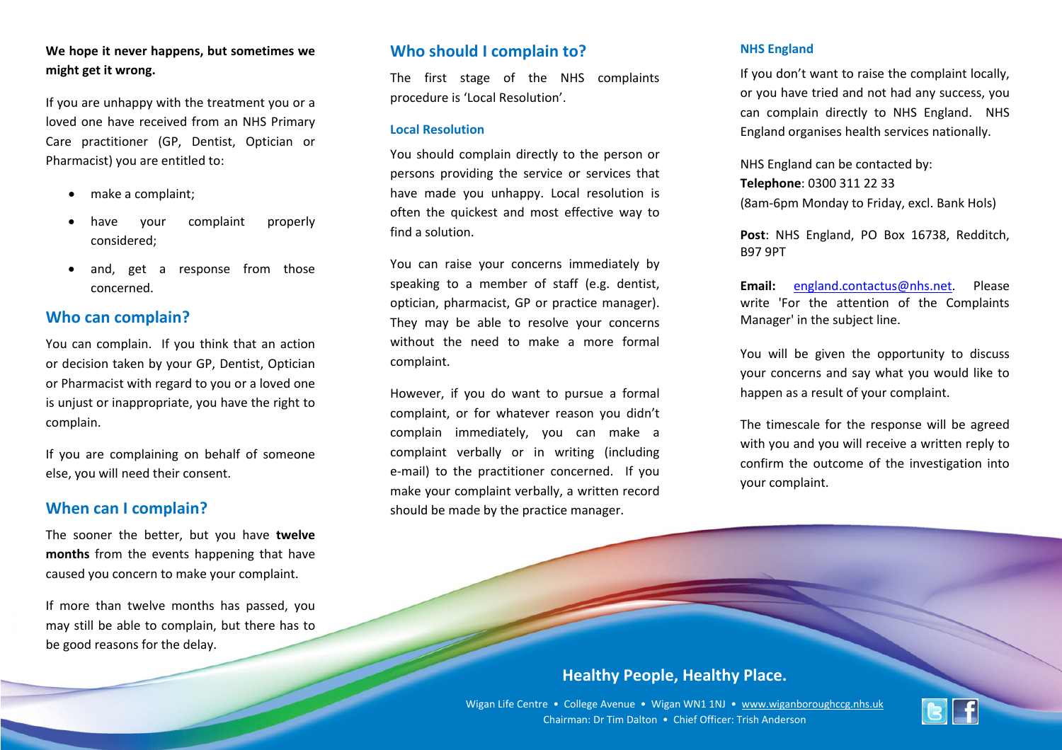**We hope it never happens, but sometimes we might get it wrong.**

If you are unhappy with the treatment you or a loved one have received from an NHS Primary Care practitioner (GP, Dentist, Optician or Pharmacist) you are entitled to:

- make a complaint;
- have your complaint properly considered;
- and, get a response from those concerned.

## Who can complain?

You can complain. If you think that an action or decision taken by your GP, Dentist, Optician or Pharmacist with regard to you or a loved one is unjust or inappropriate, you have the right to complain.

If you are complaining on behalf of someone else, you will need their consent.

## When can I complain?

The sooner the better, but you have **twelve months** from the events happening that have caused you concern to make your complaint.

If more than twelve months has passed, you may still be able to complain, but there has to be good reasons for the delay.

## Who should I complain to?

The first stage of the NHS complaints procedure is 'Local Resolution'.

### Local Resolution

You should complain directly to the person or persons providing the service or services that have made you unhappy. Local resolution is often the quickest and most effective way to find a solution.

You can raise your concerns immediately by speaking to a member of staff (e.g. dentist, optician, pharmacist, GP or practice manager). They may be able to resolve your concerns without the need to make a more formal complaint.

However, if you do want to pursue a formal complaint, or for whatever reason you didn't complain immediately, you can make a complaint verbally or in writing (including e-mail) to the practitioner concerned. If you make your complaint verbally, a written record should be made by the practice manager.

### NHS England

If you don't want to raise the complaint locally, or you have tried and not had any success, you can complain directly to NHS England. NHS England organises health services nationally.

NHS England can be contacted by:
**Telephone**: 0300 311 22 33
(8am-6pm Monday to Friday, excl. Bank Hols)

**Post**: NHS England, PO Box 16738, Redditch, B97 9PT

**Email:** england.contactus@nhs.net. Please write 'For the attention of the Complaints Manager' in the subject line.

You will be given the opportunity to discuss your concerns and say what you would like to happen as a result of your complaint.

The timescale for the response will be agreed with you and you will receive a written reply to confirm the outcome of the investigation into your complaint.

**Healthy People, Healthy Place.**

Wigan Life Centre • College Avenue • Wigan WN1 1NJ • www.wiganboroughccg.nhs.uk
Chairman: Dr Tim Dalton • Chief Officer: Trish Anderson